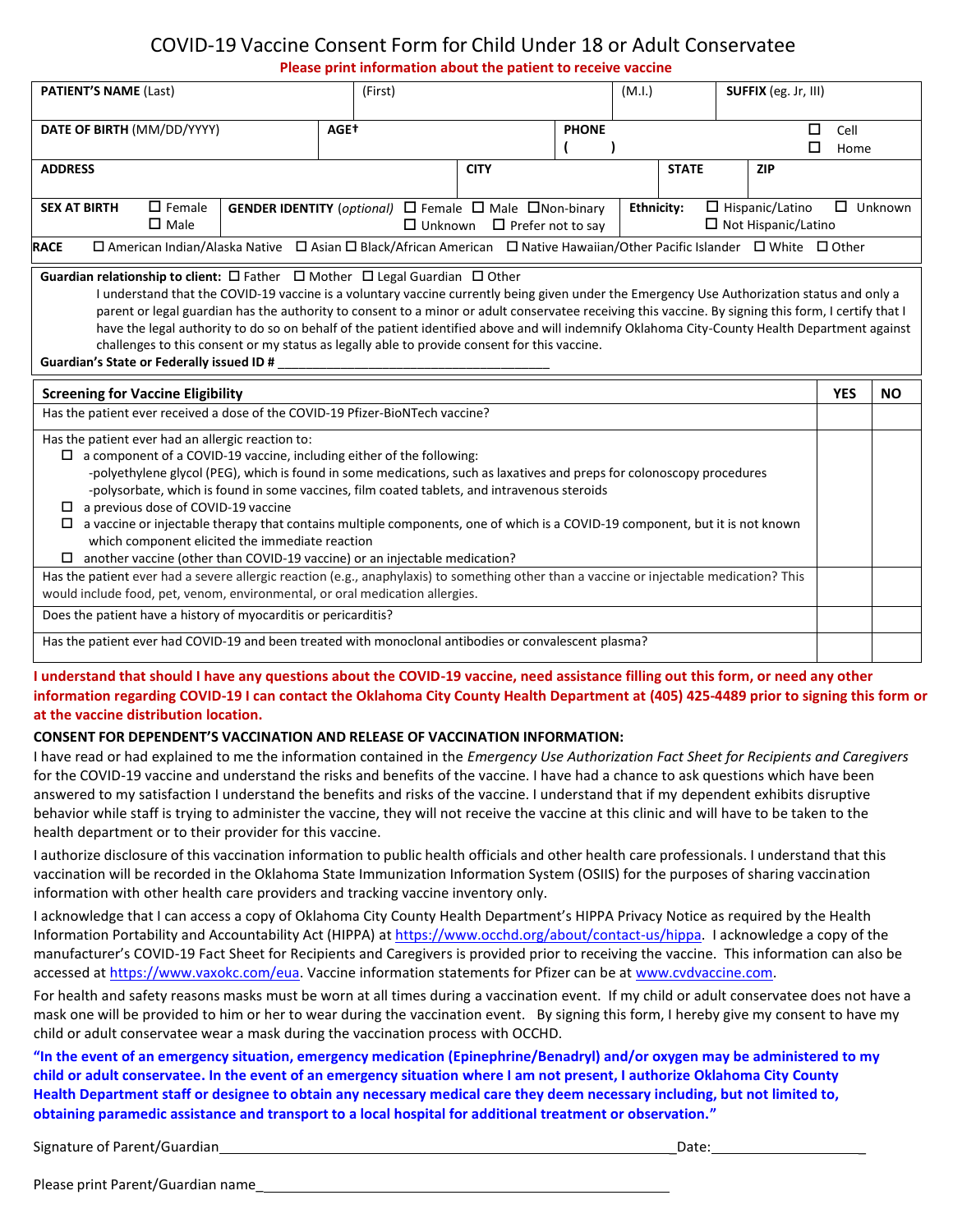# COVID-19 Vaccine Consent Form for Child Under 18 or Adult Conservatee

**Please print information about the patient to receive vaccine**

| **PATIENT'S NAME** (Last) | (First) | (M.I.) | **SUFFIX** (eg. Jr, III) |
|---|---|---|---|
| **DATE OF BIRTH** (MM/DD/YYYY) | **AGE†** | **PHONE** ( ) | ☐ Cell ☐ Home |
| **ADDRESS** | **CITY** | **STATE** | **ZIP** |
| **SEX AT BIRTH** ☐ Female ☐ Male | **GENDER IDENTITY** (*optional*) ☐ Female ☐ Male ☐ Non-binary ☐ Unknown ☐ Prefer not to say | **Ethnicity:** ☐ Hispanic/Latino ☐ Unknown ☐ Not Hispanic/Latino | |

**RACE** ☐ American Indian/Alaska Native ☐ Asian ☐ Black/African American ☐ Native Hawaiian/Other Pacific Islander ☐ White ☐ Other

**Guardian relationship to client:** ☐ Father ☐ Mother ☐ Legal Guardian ☐ Other

I understand that the COVID-19 vaccine is a voluntary vaccine currently being given under the Emergency Use Authorization status and only a parent or legal guardian has the authority to consent to a minor or adult conservatee receiving this vaccine. By signing this form, I certify that I have the legal authority to do so on behalf of the patient identified above and will indemnify Oklahoma City-County Health Department against challenges to this consent or my status as legally able to provide consent for this vaccine.

**Guardian's State or Federally issued ID #** ______________________________________

| **Screening for Vaccine Eligibility** | **YES** | **NO** |
|---|---|---|
| Has the patient ever received a dose of the COVID-19 Pfizer-BioNTech vaccine? | | |
| Has the patient ever had an allergic reaction to:<br>☐ a component of a COVID-19 vaccine, including either of the following:<br>-polyethylene glycol (PEG), which is found in some medications, such as laxatives and preps for colonoscopy procedures<br>-polysorbate, which is found in some vaccines, film coated tablets, and intravenous steroids<br>☐ a previous dose of COVID-19 vaccine<br>☐ a vaccine or injectable therapy that contains multiple components, one of which is a COVID-19 component, but it is not known which component elicited the immediate reaction<br>☐ another vaccine (other than COVID-19 vaccine) or an injectable medication? | | |
| Has the patient ever had a severe allergic reaction (e.g., anaphylaxis) to something other than a vaccine or injectable medication? This would include food, pet, venom, environmental, or oral medication allergies. | | |
| Does the patient have a history of myocarditis or pericarditis? | | |
| Has the patient ever had COVID-19 and been treated with monoclonal antibodies or convalescent plasma? | | |

**I understand that should I have any questions about the COVID-19 vaccine, need assistance filling out this form, or need any other information regarding COVID-19 I can contact the Oklahoma City County Health Department at (405) 425-4489 prior to signing this form or at the vaccine distribution location.**

**CONSENT FOR DEPENDENT'S VACCINATION AND RELEASE OF VACCINATION INFORMATION:**

I have read or had explained to me the information contained in the *Emergency Use Authorization Fact Sheet for Recipients and Caregivers* for the COVID-19 vaccine and understand the risks and benefits of the vaccine. I have had a chance to ask questions which have been answered to my satisfaction I understand the benefits and risks of the vaccine. I understand that if my dependent exhibits disruptive behavior while staff is trying to administer the vaccine, they will not receive the vaccine at this clinic and will have to be taken to the health department or to their provider for this vaccine.

I authorize disclosure of this vaccination information to public health officials and other health care professionals. I understand that this vaccination will be recorded in the Oklahoma State Immunization Information System (OSIIS) for the purposes of sharing vaccination information with other health care providers and tracking vaccine inventory only.

I acknowledge that I can access a copy of Oklahoma City County Health Department's HIPPA Privacy Notice as required by the Health Information Portability and Accountability Act (HIPPA) at https://www.occhd.org/about/contact-us/hippa. I acknowledge a copy of the manufacturer's COVID-19 Fact Sheet for Recipients and Caregivers is provided prior to receiving the vaccine. This information can also be accessed at https://www.vaxokc.com/eua. Vaccine information statements for Pfizer can be at www.cvdvaccine.com.

For health and safety reasons masks must be worn at all times during a vaccination event. If my child or adult conservatee does not have a mask one will be provided to him or her to wear during the vaccination event. By signing this form, I hereby give my consent to have my child or adult conservatee wear a mask during the vaccination process with OCCHD.

**"In the event of an emergency situation, emergency medication (Epinephrine/Benadryl) and/or oxygen may be administered to my child or adult conservatee. In the event of an emergency situation where I am not present, I authorize Oklahoma City County Health Department staff or designee to obtain any necessary medical care they deem necessary including, but not limited to, obtaining paramedic assistance and transport to a local hospital for additional treatment or observation."**

Signature of Parent/Guardian______________________________________________ Date:____________________

Please print Parent/Guardian name______________________________________________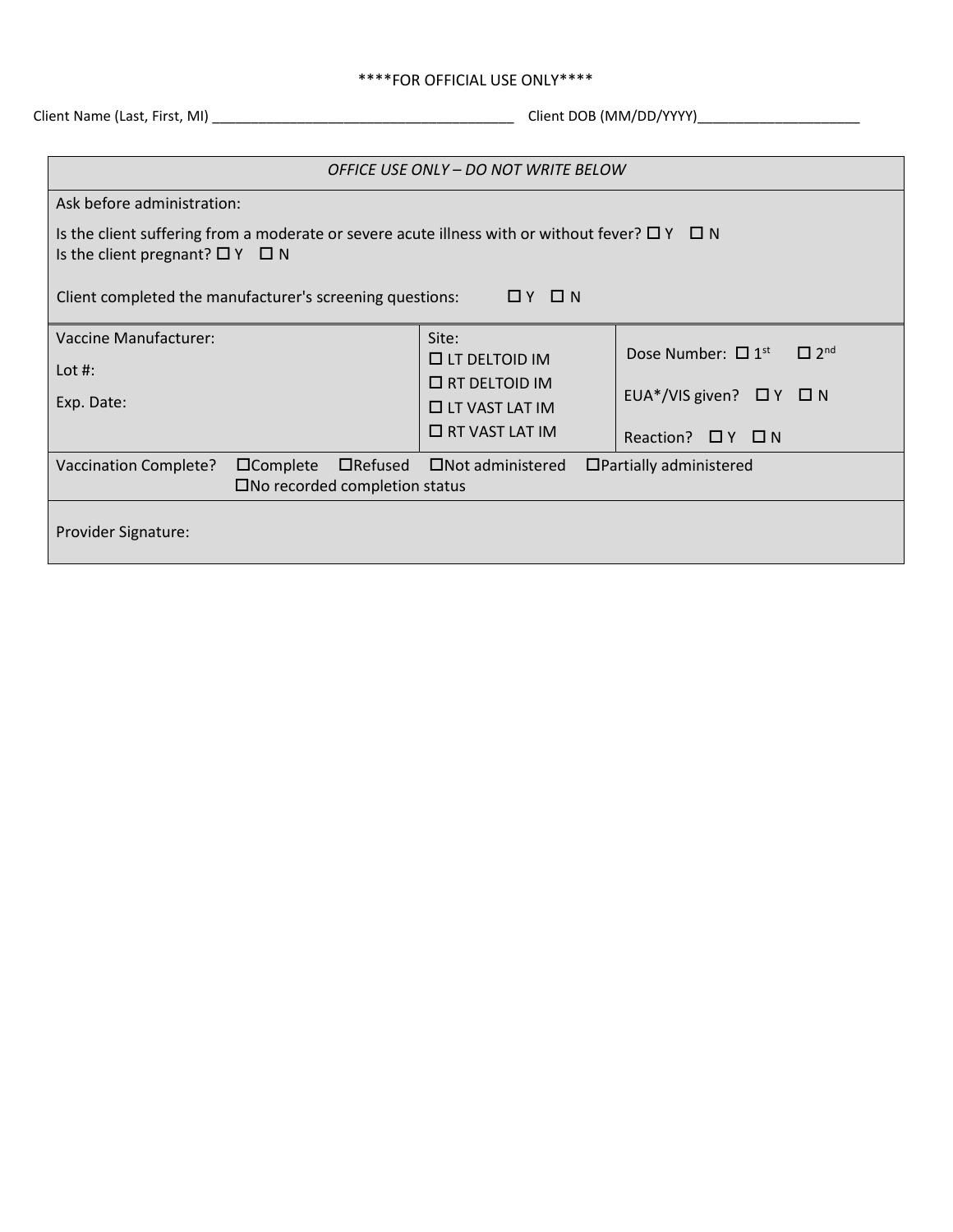****FOR OFFICIAL USE ONLY****

Client Name (Last, First, MI) _______________________________________ Client DOB (MM/DD/YYYY)_____________________

| OFFICE USE ONLY – DO NOT WRITE BELOW | | |
|---|---|---|
| Ask before administration:<br><br>Is the client suffering from a moderate or severe acute illness with or without fever? ☐ Y ☐ N<br>Is the client pregnant? ☐ Y ☐ N<br><br>Client completed the manufacturer's screening questions: ☐ Y ☐ N | | |
| Vaccine Manufacturer:<br>Lot #:<br>Exp. Date: | Site:<br>☐ LT DELTOID IM<br>☐ RT DELTOID IM<br>☐ LT VAST LAT IM<br>☐ RT VAST LAT IM | Dose Number: ☐ 1st ☐ 2nd<br>EUA*/VIS given? ☐ Y ☐ N<br>Reaction? ☐ Y ☐ N |
| Vaccination Complete? ☐Complete ☐Refused ☐Not administered ☐Partially administered ☐No recorded completion status | | |
| Provider Signature: | | |